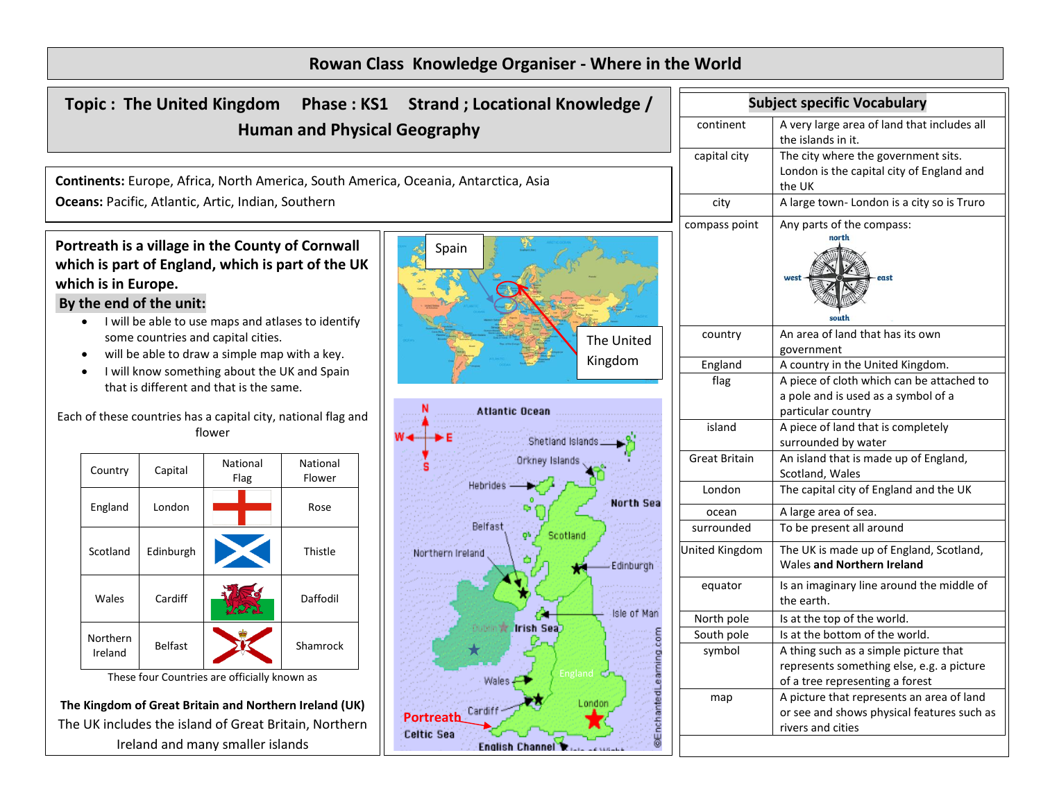# Rowan Class Knowledge Organiser - Where in the World

## Topic : The United Kingdom Phase : KS1 Strand ; Locational Knowledge / Human and Physical Geography

**Continents:** Europe, Africa, North America, South America, Oceania, Antarctica, Asia

**Oceans:** Pacific, Atlantic, Artic, Indian, Southern

**Portreath is a village in the County of Cornwall which is part of England, which is part of the UK which is in Europe.**

**By the end of the unit:**

- I will be able to use maps and atlases to identify some countries and capital cities.
- will be able to draw a simple map with a key.
- I will know something about the UK and Spain that is different and that is the same.

Each of these countries has a capital city, national flag and flower

| Country | Capital | National Flag | National Flower |
|---|---|---|---|
| England | London | | Rose |
| Scotland | Edinburgh | | Thistle |
| Wales | Cardiff | | Daffodil |
| Northern Ireland | Belfast | | Shamrock |

These four Countries are officially known as

**The Kingdom of Great Britain and Northern Ireland (UK)**

The UK includes the island of Great Britain, Northern Ireland and many smaller islands

Spain

The United Kingdom

N, S, E, W

Atlantic Ocean, Shetland Islands, Orkney Islands, Hebrides, North Sea, Belfast, Scotland, Northern Ireland, Edinburgh, Isle of Man, Dublin, Irish Sea, England, Wales, Cardiff, London, Portreath, Celtic Sea, English Channel, Isle of Wight

©EnchantedLearning.com

## Subject specific Vocabulary

| | |
|---|---|
| continent | A very large area of land that includes all the islands in it. |
| capital city | The city where the government sits. London is the capital city of England and the UK |
| city | A large town- London is a city so is Truro |
| compass point | Any parts of the compass: north, east, south, west |
| country | An area of land that has its own government |
| England | A country in the United Kingdom. |
| flag | A piece of cloth which can be attached to a pole and is used as a symbol of a particular country |
| island | A piece of land that is completely surrounded by water |
| Great Britain | An island that is made up of England, Scotland, Wales |
| London | The capital city of England and the UK |
| ocean | A large area of sea. |
| surrounded | To be present all around |
| United Kingdom | The UK is made up of England, Scotland, Wales **and Northern Ireland** |
| equator | Is an imaginary line around the middle of the earth. |
| North pole | Is at the top of the world. |
| South pole | Is at the bottom of the world. |
| symbol | A thing such as a simple picture that represents something else, e.g. a picture of a tree representing a forest |
| map | A picture that represents an area of land or see and shows physical features such as rivers and cities |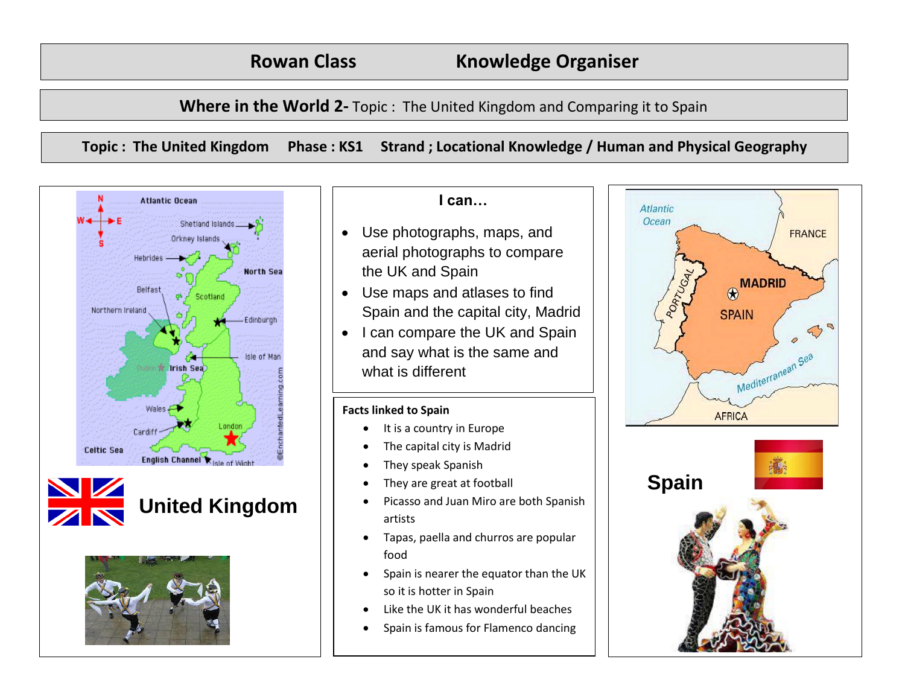# Rowan Class Knowledge Organiser

## Where in the World 2- Topic : The United Kingdom and Comparing it to Spain

**Topic : The United Kingdom Phase : KS1 Strand ; Locational Knowledge / Human and Physical Geography**

Atlantic Ocean

N

W

E

S

Shetland Islands

Orkney Islands

Hebrides

North Sea

Belfast

Scotland

Northern Ireland

Edinburgh

Isle of Man

Dublin

Irish Sea

Wales

Cardiff

London

Celtic Sea

English Channel

Isle of Wight

©EnchantedLearning.com

**United Kingdom**

### I can…

- Use photographs, maps, and aerial photographs to compare the UK and Spain
- Use maps and atlases to find Spain and the capital city, Madrid
- I can compare the UK and Spain and say what is the same and what is different

### Facts linked to Spain

- It is a country in Europe
- The capital city is Madrid
- They speak Spanish
- They are great at football
- Picasso and Juan Miro are both Spanish artists
- Tapas, paella and churros are popular food
- Spain is nearer the equator than the UK so it is hotter in Spain
- Like the UK it has wonderful beaches
- Spain is famous for Flamenco dancing

Atlantic Ocean

FRANCE

PORTUGAL

MADRID

SPAIN

Mediterranean Sea

AFRICA

**Spain**